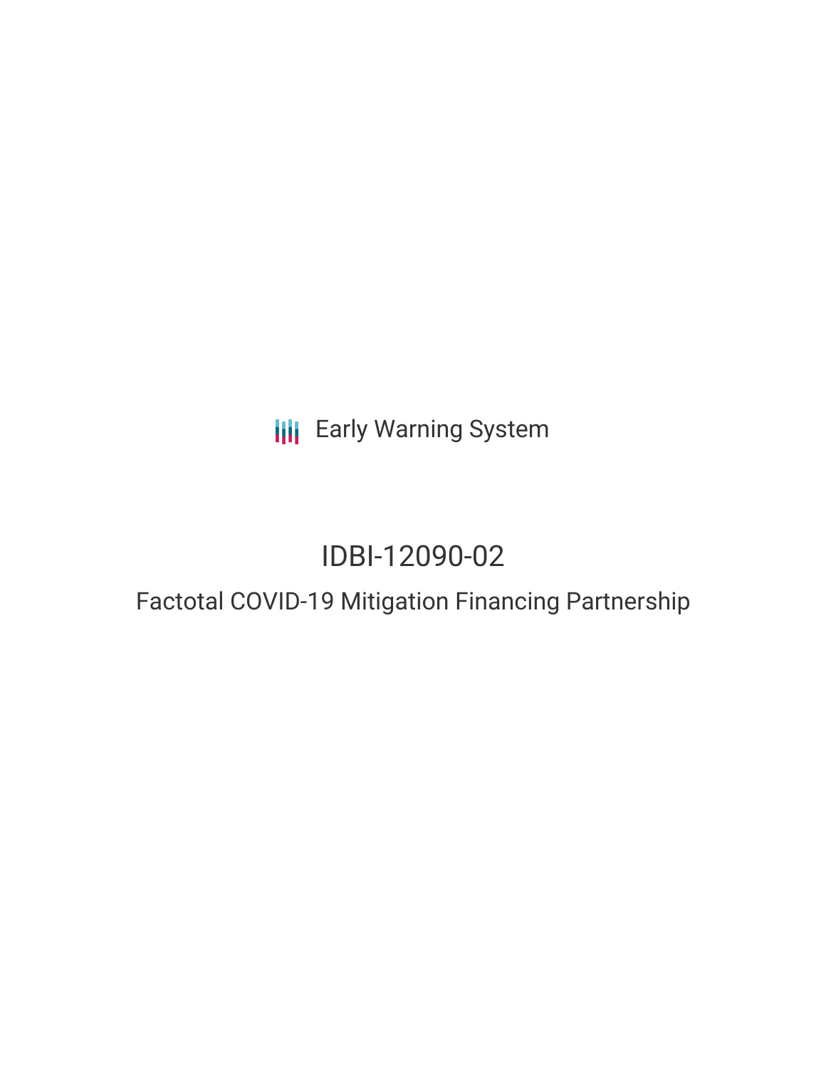Early Warning System

# IDBI-12090-02

## Factotal COVID-19 Mitigation Financing Partnership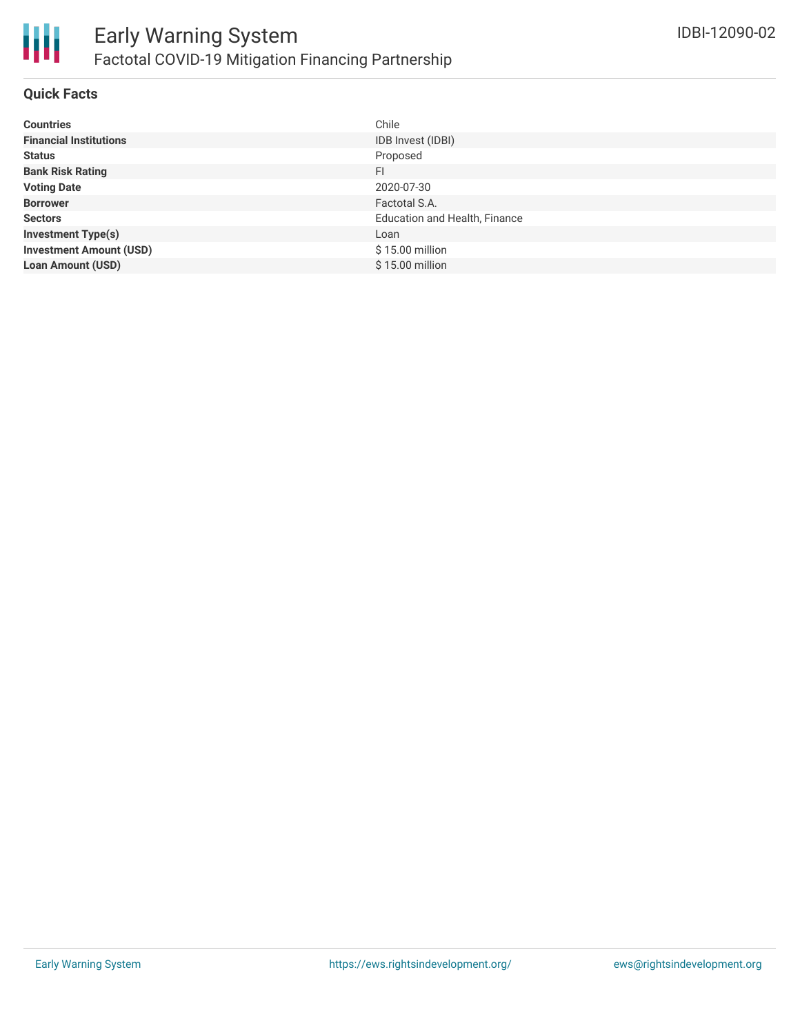# Early Warning System

## Factotal COVID-19 Mitigation Financing Partnership

IDBI-12090-02

### Quick Facts

| | |
|---|---|
| **Countries** | Chile |
| **Financial Institutions** | IDB Invest (IDBI) |
| **Status** | Proposed |
| **Bank Risk Rating** | FI |
| **Voting Date** | 2020-07-30 |
| **Borrower** | Factotal S.A. |
| **Sectors** | Education and Health, Finance |
| **Investment Type(s)** | Loan |
| **Investment Amount (USD)** | $ 15.00 million |
| **Loan Amount (USD)** | $ 15.00 million |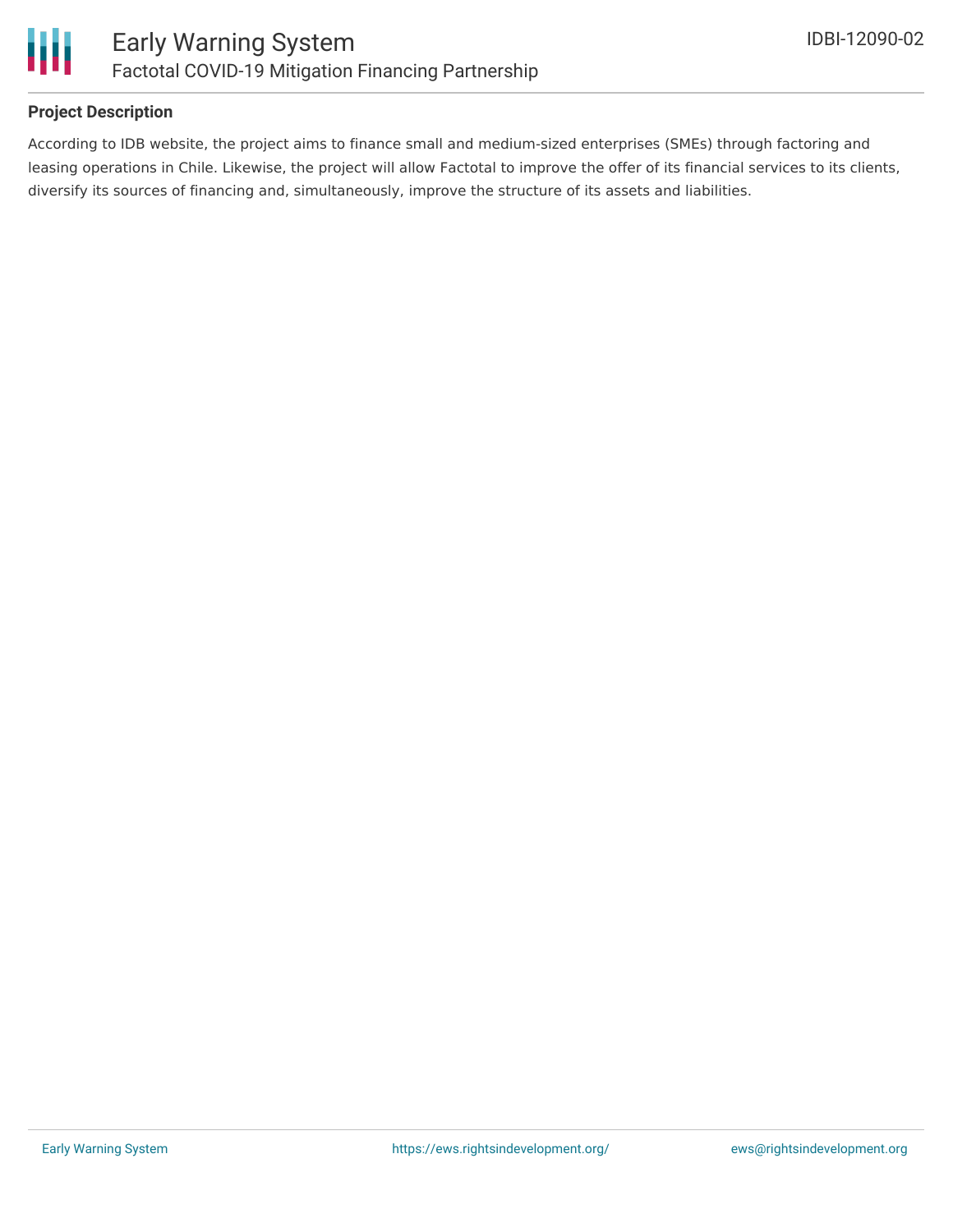## Project Description

According to IDB website, the project aims to finance small and medium-sized enterprises (SMEs) through factoring and leasing operations in Chile. Likewise, the project will allow Factotal to improve the offer of its financial services to its clients, diversify its sources of financing and, simultaneously, improve the structure of its assets and liabilities.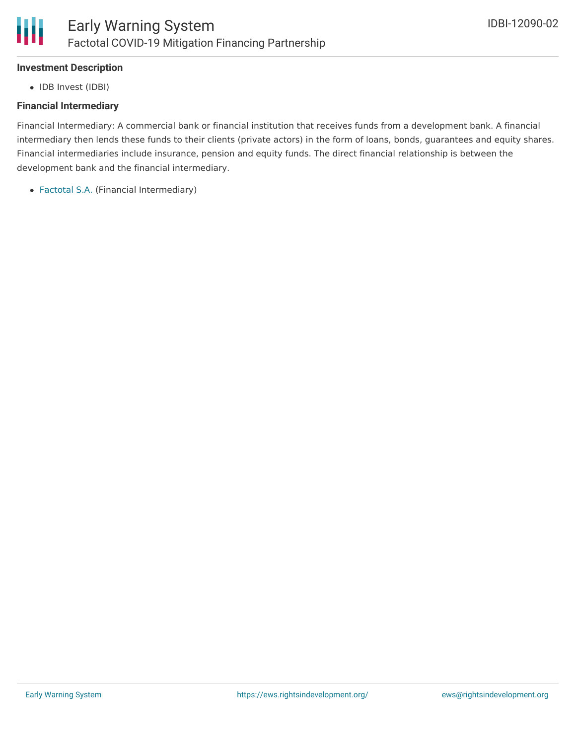**Investment Description**

- IDB Invest (IDBI)

**Financial Intermediary**

Financial Intermediary: A commercial bank or financial institution that receives funds from a development bank. A financial intermediary then lends these funds to their clients (private actors) in the form of loans, bonds, guarantees and equity shares. Financial intermediaries include insurance, pension and equity funds. The direct financial relationship is between the development bank and the financial intermediary.

- Factotal S.A. (Financial Intermediary)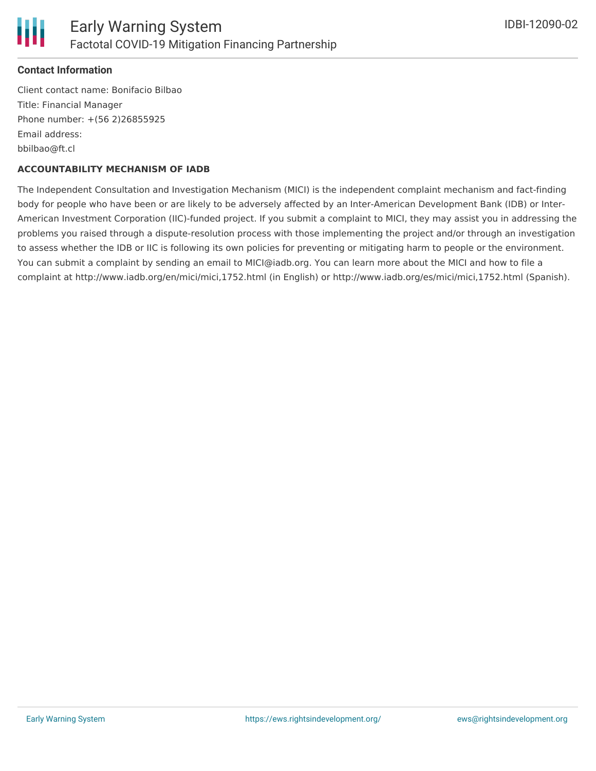### Contact Information

Client contact name: Bonifacio Bilbao
Title: Financial Manager
Phone number: +(56 2)26855925
Email address:
bbilbao@ft.cl

**ACCOUNTABILITY MECHANISM OF IADB**

The Independent Consultation and Investigation Mechanism (MICI) is the independent complaint mechanism and fact-finding body for people who have been or are likely to be adversely affected by an Inter-American Development Bank (IDB) or Inter-American Investment Corporation (IIC)-funded project. If you submit a complaint to MICI, they may assist you in addressing the problems you raised through a dispute-resolution process with those implementing the project and/or through an investigation to assess whether the IDB or IIC is following its own policies for preventing or mitigating harm to people or the environment. You can submit a complaint by sending an email to MICI@iadb.org. You can learn more about the MICI and how to file a complaint at http://www.iadb.org/en/mici/mici,1752.html (in English) or http://www.iadb.org/es/mici/mici,1752.html (Spanish).